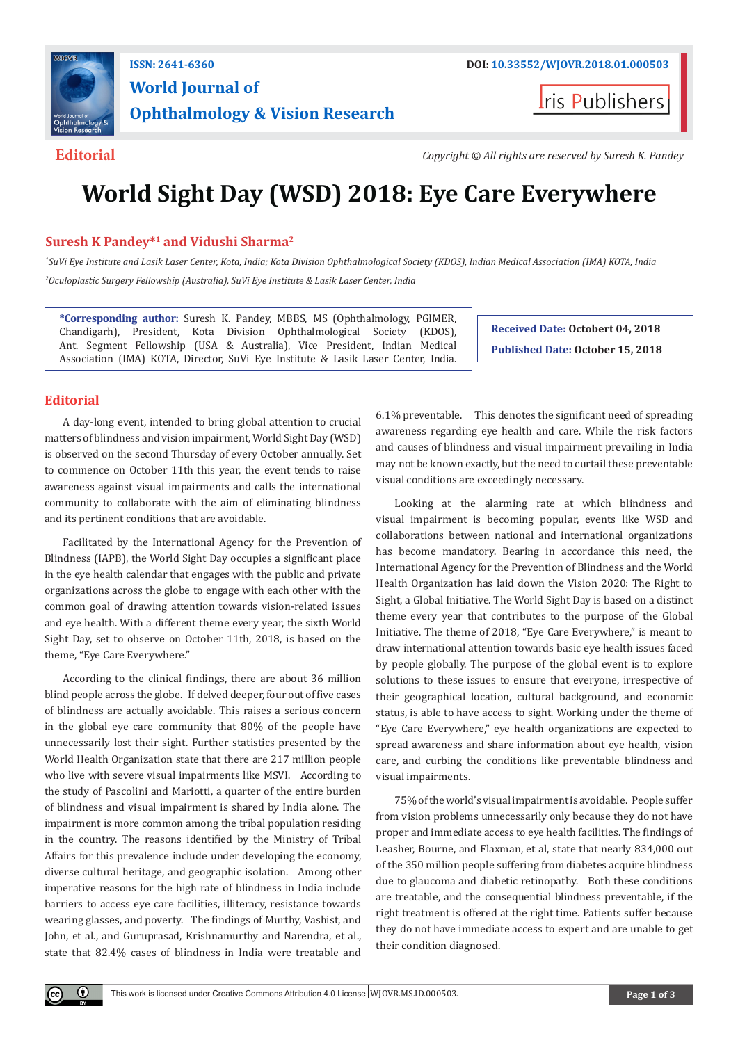ISSN: 2641-6360

DOI: 10.33552/WJOVR.2018.01.000503

**World Journal of Ophthalmology & Vision Research**

Iris Publishers

**Editorial**

*Copyright © All rights are reserved by Suresh K. Pandey*

# World Sight Day (WSD) 2018: Eye Care Everywhere

**Suresh K Pandey*[1] and Vidushi Sharma[2]**

[1]*SuVi Eye Institute and Lasik Laser Center, Kota, India; Kota Division Ophthalmological Society (KDOS), Indian Medical Association (IMA) KOTA, India*

[2]*Oculoplastic Surgery Fellowship (Australia), SuVi Eye Institute & Lasik Laser Center, India*

**\*Corresponding author:** Suresh K. Pandey, MBBS, MS (Ophthalmology, PGIMER, Chandigarh), President, Kota Division Ophthalmological Society (KDOS), Ant. Segment Fellowship (USA & Australia), Vice President, Indian Medical Association (IMA) KOTA, Director, SuVi Eye Institute & Lasik Laser Center, India.

**Received Date:** Octobert 04, 2018

**Published Date:** October 15, 2018

## Editorial

A day-long event, intended to bring global attention to crucial matters of blindness and vision impairment, World Sight Day (WSD) is observed on the second Thursday of every October annually. Set to commence on October 11th this year, the event tends to raise awareness against visual impairments and calls the international community to collaborate with the aim of eliminating blindness and its pertinent conditions that are avoidable.

Facilitated by the International Agency for the Prevention of Blindness (IAPB), the World Sight Day occupies a significant place in the eye health calendar that engages with the public and private organizations across the globe to engage with each other with the common goal of drawing attention towards vision-related issues and eye health. With a different theme every year, the sixth World Sight Day, set to observe on October 11th, 2018, is based on the theme, "Eye Care Everywhere."

According to the clinical findings, there are about 36 million blind people across the globe. If delved deeper, four out of five cases of blindness are actually avoidable. This raises a serious concern in the global eye care community that 80% of the people have unnecessarily lost their sight. Further statistics presented by the World Health Organization state that there are 217 million people who live with severe visual impairments like MSVI. According to the study of Pascolini and Mariotti, a quarter of the entire burden of blindness and visual impairment is shared by India alone. The impairment is more common among the tribal population residing in the country. The reasons identified by the Ministry of Tribal Affairs for this prevalence include under developing the economy, diverse cultural heritage, and geographic isolation. Among other imperative reasons for the high rate of blindness in India include barriers to access eye care facilities, illiteracy, resistance towards wearing glasses, and poverty. The findings of Murthy, Vashist, and John, et al., and Guruprasad, Krishnamurthy and Narendra, et al., state that 82.4% cases of blindness in India were treatable and 6.1% preventable. This denotes the significant need of spreading awareness regarding eye health and care. While the risk factors and causes of blindness and visual impairment prevailing in India may not be known exactly, but the need to curtail these preventable visual conditions are exceedingly necessary.

Looking at the alarming rate at which blindness and visual impairment is becoming popular, events like WSD and collaborations between national and international organizations has become mandatory. Bearing in accordance this need, the International Agency for the Prevention of Blindness and the World Health Organization has laid down the Vision 2020: The Right to Sight, a Global Initiative. The World Sight Day is based on a distinct theme every year that contributes to the purpose of the Global Initiative. The theme of 2018, "Eye Care Everywhere," is meant to draw international attention towards basic eye health issues faced by people globally. The purpose of the global event is to explore solutions to these issues to ensure that everyone, irrespective of their geographical location, cultural background, and economic status, is able to have access to sight. Working under the theme of "Eye Care Everywhere," eye health organizations are expected to spread awareness and share information about eye health, vision care, and curbing the conditions like preventable blindness and visual impairments.

75% of the world's visual impairment is avoidable. People suffer from vision problems unnecessarily only because they do not have proper and immediate access to eye health facilities. The findings of Leasher, Bourne, and Flaxman, et al, state that nearly 834,000 out of the 350 million people suffering from diabetes acquire blindness due to glaucoma and diabetic retinopathy. Both these conditions are treatable, and the consequential blindness preventable, if the right treatment is offered at the right time. Patients suffer because they do not have immediate access to expert and are unable to get their condition diagnosed.

This work is licensed under Creative Commons Attribution 4.0 License WJOVR.MS.ID.000503.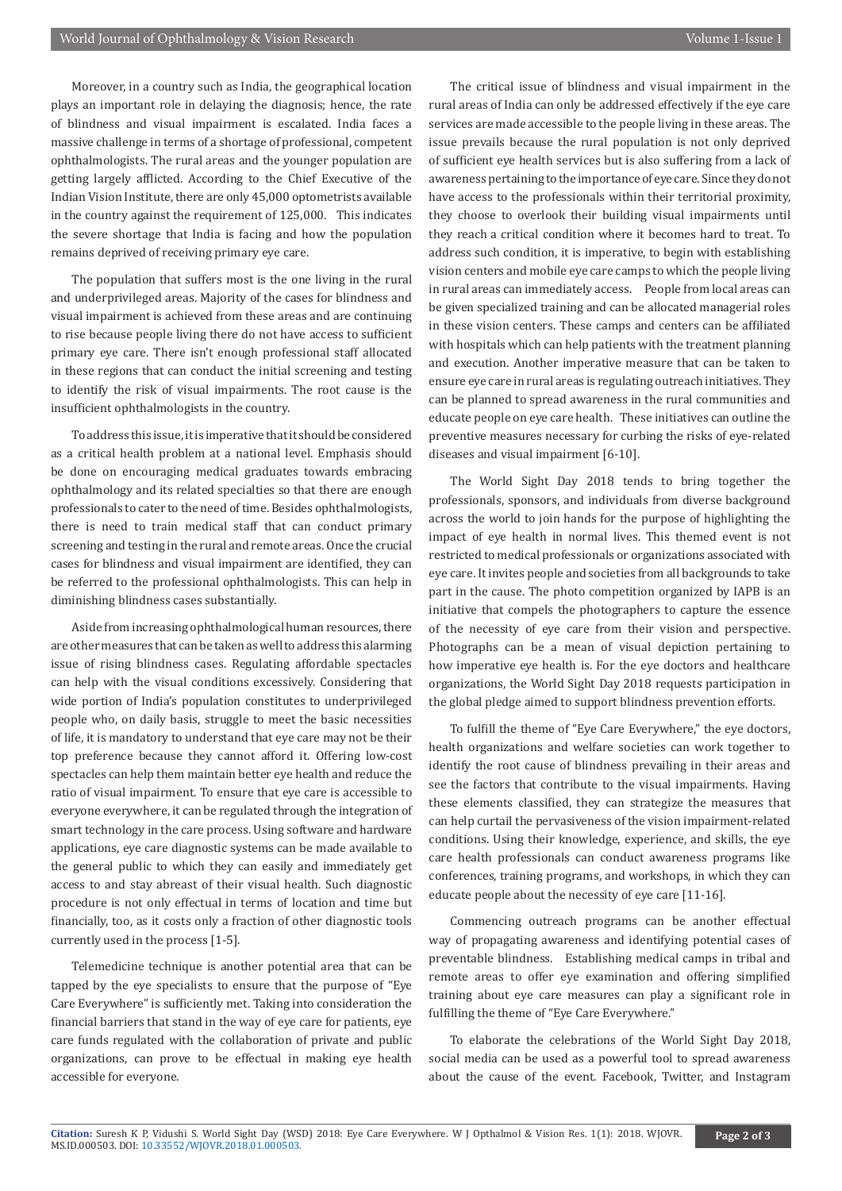Moreover, in a country such as India, the geographical location plays an important role in delaying the diagnosis; hence, the rate of blindness and visual impairment is escalated. India faces a massive challenge in terms of a shortage of professional, competent ophthalmologists. The rural areas and the younger population are getting largely afflicted. According to the Chief Executive of the Indian Vision Institute, there are only 45,000 optometrists available in the country against the requirement of 125,000. This indicates the severe shortage that India is facing and how the population remains deprived of receiving primary eye care.

The population that suffers most is the one living in the rural and underprivileged areas. Majority of the cases for blindness and visual impairment is achieved from these areas and are continuing to rise because people living there do not have access to sufficient primary eye care. There isn't enough professional staff allocated in these regions that can conduct the initial screening and testing to identify the risk of visual impairments. The root cause is the insufficient ophthalmologists in the country.

To address this issue, it is imperative that it should be considered as a critical health problem at a national level. Emphasis should be done on encouraging medical graduates towards embracing ophthalmology and its related specialties so that there are enough professionals to cater to the need of time. Besides ophthalmologists, there is need to train medical staff that can conduct primary screening and testing in the rural and remote areas. Once the crucial cases for blindness and visual impairment are identified, they can be referred to the professional ophthalmologists. This can help in diminishing blindness cases substantially.

Aside from increasing ophthalmological human resources, there are other measures that can be taken as well to address this alarming issue of rising blindness cases. Regulating affordable spectacles can help with the visual conditions excessively. Considering that wide portion of India's population constitutes to underprivileged people who, on daily basis, struggle to meet the basic necessities of life, it is mandatory to understand that eye care may not be their top preference because they cannot afford it. Offering low-cost spectacles can help them maintain better eye health and reduce the ratio of visual impairment. To ensure that eye care is accessible to everyone everywhere, it can be regulated through the integration of smart technology in the care process. Using software and hardware applications, eye care diagnostic systems can be made available to the general public to which they can easily and immediately get access to and stay abreast of their visual health. Such diagnostic procedure is not only effectual in terms of location and time but financially, too, as it costs only a fraction of other diagnostic tools currently used in the process [1-5].

Telemedicine technique is another potential area that can be tapped by the eye specialists to ensure that the purpose of "Eye Care Everywhere" is sufficiently met. Taking into consideration the financial barriers that stand in the way of eye care for patients, eye care funds regulated with the collaboration of private and public organizations, can prove to be effectual in making eye health accessible for everyone.

The critical issue of blindness and visual impairment in the rural areas of India can only be addressed effectively if the eye care services are made accessible to the people living in these areas. The issue prevails because the rural population is not only deprived of sufficient eye health services but is also suffering from a lack of awareness pertaining to the importance of eye care. Since they do not have access to the professionals within their territorial proximity, they choose to overlook their building visual impairments until they reach a critical condition where it becomes hard to treat. To address such condition, it is imperative, to begin with establishing vision centers and mobile eye care camps to which the people living in rural areas can immediately access. People from local areas can be given specialized training and can be allocated managerial roles in these vision centers. These camps and centers can be affiliated with hospitals which can help patients with the treatment planning and execution. Another imperative measure that can be taken to ensure eye care in rural areas is regulating outreach initiatives. They can be planned to spread awareness in the rural communities and educate people on eye care health. These initiatives can outline the preventive measures necessary for curbing the risks of eye-related diseases and visual impairment [6-10].

The World Sight Day 2018 tends to bring together the professionals, sponsors, and individuals from diverse background across the world to join hands for the purpose of highlighting the impact of eye health in normal lives. This themed event is not restricted to medical professionals or organizations associated with eye care. It invites people and societies from all backgrounds to take part in the cause. The photo competition organized by IAPB is an initiative that compels the photographers to capture the essence of the necessity of eye care from their vision and perspective. Photographs can be a mean of visual depiction pertaining to how imperative eye health is. For the eye doctors and healthcare organizations, the World Sight Day 2018 requests participation in the global pledge aimed to support blindness prevention efforts.

To fulfill the theme of "Eye Care Everywhere," the eye doctors, health organizations and welfare societies can work together to identify the root cause of blindness prevailing in their areas and see the factors that contribute to the visual impairments. Having these elements classified, they can strategize the measures that can help curtail the pervasiveness of the vision impairment-related conditions. Using their knowledge, experience, and skills, the eye care health professionals can conduct awareness programs like conferences, training programs, and workshops, in which they can educate people about the necessity of eye care [11-16].

Commencing outreach programs can be another effectual way of propagating awareness and identifying potential cases of preventable blindness. Establishing medical camps in tribal and remote areas to offer eye examination and offering simplified training about eye care measures can play a significant role in fulfilling the theme of "Eye Care Everywhere."

To elaborate the celebrations of the World Sight Day 2018, social media can be used as a powerful tool to spread awareness about the cause of the event. Facebook, Twitter, and Instagram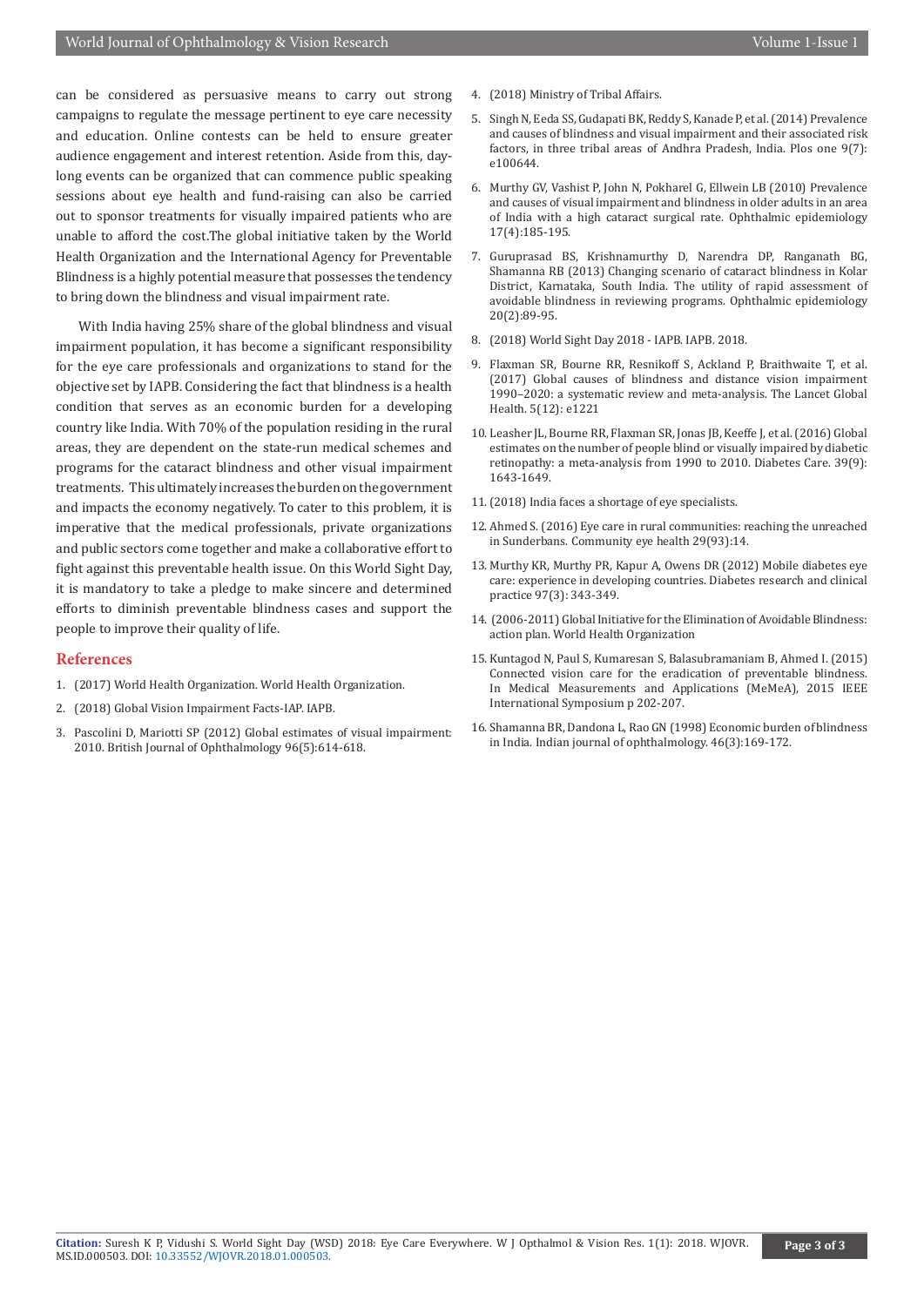can be considered as persuasive means to carry out strong campaigns to regulate the message pertinent to eye care necessity and education. Online contests can be held to ensure greater audience engagement and interest retention. Aside from this, day-long events can be organized that can commence public speaking sessions about eye health and fund-raising can also be carried out to sponsor treatments for visually impaired patients who are unable to afford the cost.The global initiative taken by the World Health Organization and the International Agency for Preventable Blindness is a highly potential measure that possesses the tendency to bring down the blindness and visual impairment rate.

With India having 25% share of the global blindness and visual impairment population, it has become a significant responsibility for the eye care professionals and organizations to stand for the objective set by IAPB. Considering the fact that blindness is a health condition that serves as an economic burden for a developing country like India. With 70% of the population residing in the rural areas, they are dependent on the state-run medical schemes and programs for the cataract blindness and other visual impairment treatments. This ultimately increases the burden on the government and impacts the economy negatively. To cater to this problem, it is imperative that the medical professionals, private organizations and public sectors come together and make a collaborative effort to fight against this preventable health issue. On this World Sight Day, it is mandatory to take a pledge to make sincere and determined efforts to diminish preventable blindness cases and support the people to improve their quality of life.

## References

1. (2017) World Health Organization. World Health Organization.
2. (2018) Global Vision Impairment Facts-IAP. IAPB.
3. Pascolini D, Mariotti SP (2012) Global estimates of visual impairment: 2010. British Journal of Ophthalmology 96(5):614-618.
4. (2018) Ministry of Tribal Affairs.
5. Singh N, Eeda SS, Gudapati BK, Reddy S, Kanade P, et al. (2014) Prevalence and causes of blindness and visual impairment and their associated risk factors, in three tribal areas of Andhra Pradesh, India. Plos one 9(7): e100644.
6. Murthy GV, Vashist P, John N, Pokharel G, Ellwein LB (2010) Prevalence and causes of visual impairment and blindness in older adults in an area of India with a high cataract surgical rate. Ophthalmic epidemiology 17(4):185-195.
7. Guruprasad BS, Krishnamurthy D, Narendra DP, Ranganath BG, Shamanna RB (2013) Changing scenario of cataract blindness in Kolar District, Karnataka, South India. The utility of rapid assessment of avoidable blindness in reviewing programs. Ophthalmic epidemiology 20(2):89-95.
8. (2018) World Sight Day 2018 - IAPB. IAPB. 2018.
9. Flaxman SR, Bourne RR, Resnikoff S, Ackland P, Braithwaite T, et al. (2017) Global causes of blindness and distance vision impairment 1990–2020: a systematic review and meta-analysis. The Lancet Global Health. 5(12): e1221
10. Leasher JL, Bourne RR, Flaxman SR, Jonas JB, Keeffe J, et al. (2016) Global estimates on the number of people blind or visually impaired by diabetic retinopathy: a meta-analysis from 1990 to 2010. Diabetes Care. 39(9): 1643-1649.
11. (2018) India faces a shortage of eye specialists.
12. Ahmed S. (2016) Eye care in rural communities: reaching the unreached in Sunderbans. Community eye health 29(93):14.
13. Murthy KR, Murthy PR, Kapur A, Owens DR (2012) Mobile diabetes eye care: experience in developing countries. Diabetes research and clinical practice 97(3): 343-349.
14. (2006-2011) Global Initiative for the Elimination of Avoidable Blindness: action plan. World Health Organization
15. Kuntagod N, Paul S, Kumaresan S, Balasubramaniam B, Ahmed I. (2015) Connected vision care for the eradication of preventable blindness. In Medical Measurements and Applications (MeMeA), 2015 IEEE International Symposium p 202-207.
16. Shamanna BR, Dandona L, Rao GN (1998) Economic burden of blindness in India. Indian journal of ophthalmology. 46(3):169-172.

**Citation:** Suresh K P, Vidushi S. World Sight Day (WSD) 2018: Eye Care Everywhere. W J Opthalmol & Vision Res. 1(1): 2018. WJOVR. MS.ID.000503. DOI: 10.33552/WJOVR.2018.01.000503.